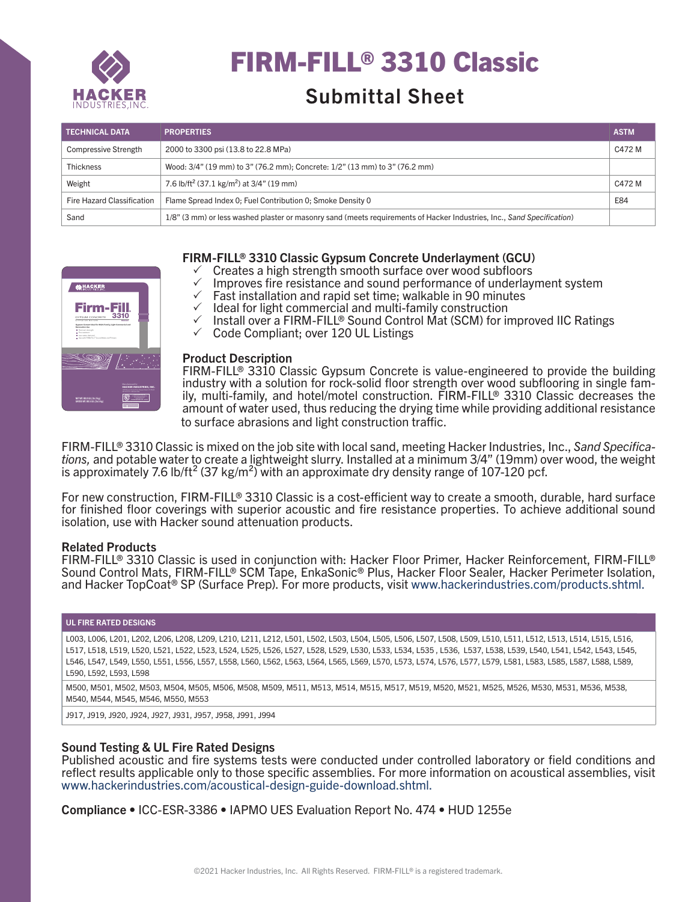# FIRM-FILL® 3310 Classic

## Submittal Sheet

| TECHNICAL DATA | PROPERTIES | ASTM |
| --- | --- | --- |
| Compressive Strength | 2000 to 3300 psi (13.8 to 22.8 MPa) | C472 M |
| Thickness | Wood: 3/4" (19 mm) to 3" (76.2 mm); Concrete: 1/2" (13 mm) to 3" (76.2 mm) | |
| Weight | 7.6 lb/ft$^2$ (37.1 kg/m$^2$) at 3/4" (19 mm) | C472 M |
| Fire Hazard Classification | Flame Spread Index 0; Fuel Contribution 0; Smoke Density 0 | E84 |
| Sand | 1/8" (3 mm) or less washed plaster or masonry sand (meets requirements of Hacker Industries, Inc., *Sand Specification*) | |

### FIRM-FILL® 3310 Classic Gypsum Concrete Underlayment (GCU)

- ✓ Creates a high strength smooth surface over wood subfloors
- ✓ Improves fire resistance and sound performance of underlayment system
- ✓ Fast installation and rapid set time; walkable in 90 minutes
- ✓ Ideal for light commercial and multi-family construction
- ✓ Install over a FIRM-FILL® Sound Control Mat (SCM) for improved IIC Ratings
- ✓ Code Compliant; over 120 UL Listings

### Product Description

FIRM-FILL® 3310 Classic Gypsum Concrete is value-engineered to provide the building industry with a solution for rock-solid floor strength over wood subflooring in single family, multi-family, and hotel/motel construction. FIRM-FILL® 3310 Classic decreases the amount of water used, thus reducing the drying time while providing additional resistance to surface abrasions and light construction traffic.

FIRM-FILL® 3310 Classic is mixed on the job site with local sand, meeting Hacker Industries, Inc., *Sand Specifications,* and potable water to create a lightweight slurry. Installed at a minimum 3/4" (19mm) over wood, the weight is approximately 7.6 lb/ft$^2$ (37 kg/m$^2$) with an approximate dry density range of 107-120 pcf.

For new construction, FIRM-FILL® 3310 Classic is a cost-efficient way to create a smooth, durable, hard surface for finished floor coverings with superior acoustic and fire resistance properties. To achieve additional sound isolation, use with Hacker sound attenuation products.

### Related Products

FIRM-FILL® 3310 Classic is used in conjunction with: Hacker Floor Primer, Hacker Reinforcement, FIRM-FILL® Sound Control Mats, FIRM-FILL® SCM Tape, EnkaSonic® Plus, Hacker Floor Sealer, Hacker Perimeter Isolation, and Hacker TopCoat® SP (Surface Prep). For more products, visit www.hackerindustries.com/products.shtml.

| UL FIRE RATED DESIGNS |
| --- |
| L003, L006, L201, L202, L206, L208, L209, L210, L211, L212, L501, L502, L503, L504, L505, L506, L507, L508, L509, L510, L511, L512, L513, L514, L515, L516, L517, L518, L519, L520, L521, L522, L523, L524, L525, L526, L527, L528, L529, L530, L533, L534, L535 , L536, L537, L538, L539, L540, L541, L542, L543, L545, L546, L547, L549, L550, L551, L556, L557, L558, L560, L562, L563, L564, L565, L569, L570, L573, L574, L576, L577, L579, L581, L583, L585, L587, L588, L589, L590, L592, L593, L598 |
| M500, M501, M502, M503, M504, M505, M506, M508, M509, M511, M513, M514, M515, M517, M519, M520, M521, M525, M526, M530, M531, M536, M538, M540, M544, M545, M546, M550, M553 |
| J917, J919, J920, J924, J927, J931, J957, J958, J991, J994 |

### Sound Testing & UL Fire Rated Designs

Published acoustic and fire systems tests were conducted under controlled laboratory or field conditions and reflect results applicable only to those specific assemblies. For more information on acoustical assemblies, visit www.hackerindustries.com/acoustical-design-guide-download.shtml.

**Compliance** • ICC-ESR-3386 • IAPMO UES Evaluation Report No. 474 • HUD 1255e

©2021 Hacker Industries, Inc. All Rights Reserved. FIRM-FILL® is a registered trademark.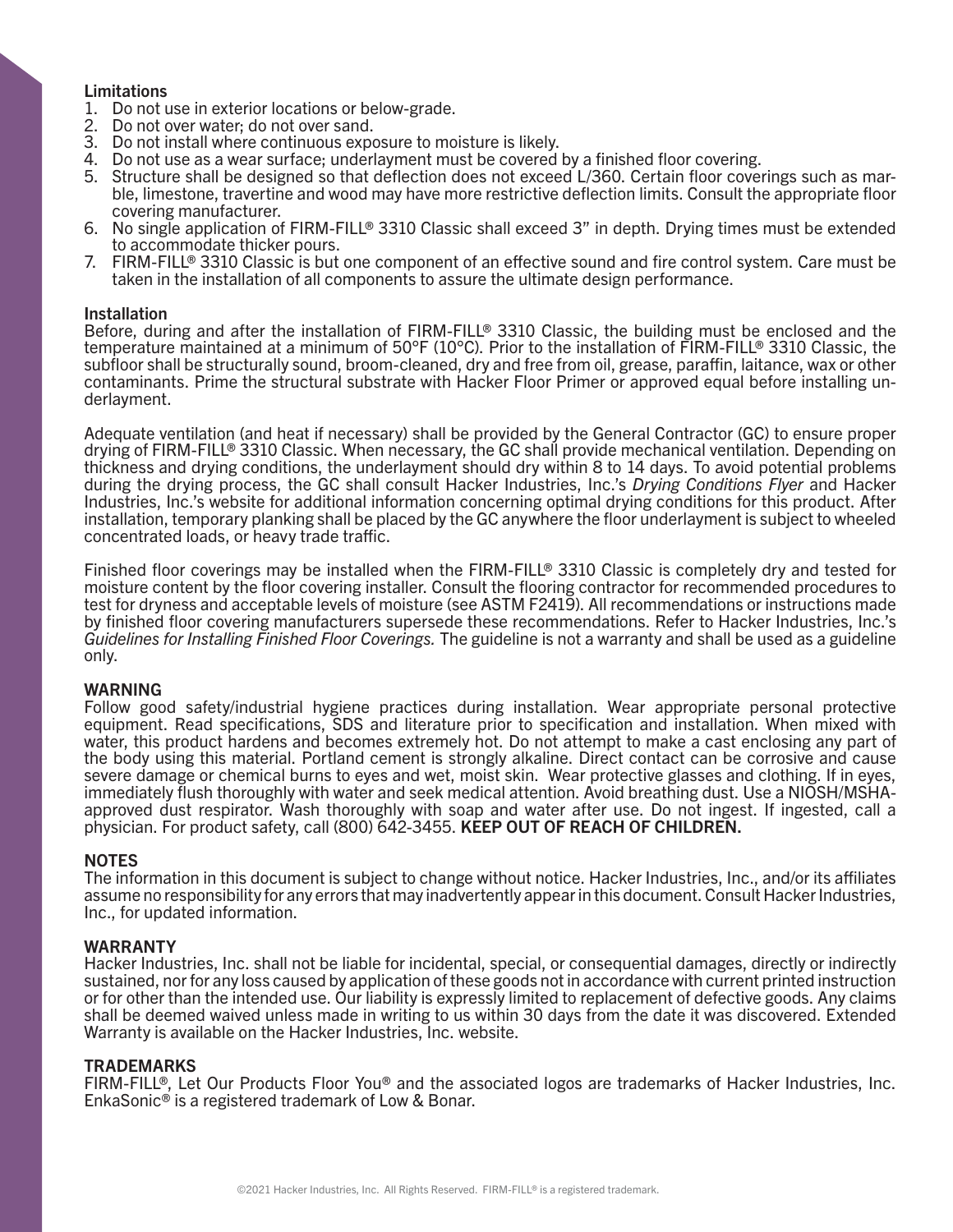### Limitations

1. Do not use in exterior locations or below-grade.
2. Do not over water; do not over sand.
3. Do not install where continuous exposure to moisture is likely.
4. Do not use as a wear surface; underlayment must be covered by a finished floor covering.
5. Structure shall be designed so that deflection does not exceed L/360. Certain floor coverings such as marble, limestone, travertine and wood may have more restrictive deflection limits. Consult the appropriate floor covering manufacturer.
6. No single application of FIRM-FILL® 3310 Classic shall exceed 3" in depth. Drying times must be extended to accommodate thicker pours.
7. FIRM-FILL® 3310 Classic is but one component of an effective sound and fire control system. Care must be taken in the installation of all components to assure the ultimate design performance.

### Installation

Before, during and after the installation of FIRM-FILL® 3310 Classic, the building must be enclosed and the temperature maintained at a minimum of 50°F (10°C). Prior to the installation of FIRM-FILL® 3310 Classic, the subfloor shall be structurally sound, broom-cleaned, dry and free from oil, grease, paraffin, laitance, wax or other contaminants. Prime the structural substrate with Hacker Floor Primer or approved equal before installing underlayment.

Adequate ventilation (and heat if necessary) shall be provided by the General Contractor (GC) to ensure proper drying of FIRM-FILL® 3310 Classic. When necessary, the GC shall provide mechanical ventilation. Depending on thickness and drying conditions, the underlayment should dry within 8 to 14 days. To avoid potential problems during the drying process, the GC shall consult Hacker Industries, Inc.'s *Drying Conditions Flyer* and Hacker Industries, Inc.'s website for additional information concerning optimal drying conditions for this product. After installation, temporary planking shall be placed by the GC anywhere the floor underlayment is subject to wheeled concentrated loads, or heavy trade traffic.

Finished floor coverings may be installed when the FIRM-FILL® 3310 Classic is completely dry and tested for moisture content by the floor covering installer. Consult the flooring contractor for recommended procedures to test for dryness and acceptable levels of moisture (see ASTM F2419). All recommendations or instructions made by finished floor covering manufacturers supersede these recommendations. Refer to Hacker Industries, Inc.'s *Guidelines for Installing Finished Floor Coverings.* The guideline is not a warranty and shall be used as a guideline only.

### WARNING

Follow good safety/industrial hygiene practices during installation. Wear appropriate personal protective equipment. Read specifications, SDS and literature prior to specification and installation. When mixed with water, this product hardens and becomes extremely hot. Do not attempt to make a cast enclosing any part of the body using this material. Portland cement is strongly alkaline. Direct contact can be corrosive and cause severe damage or chemical burns to eyes and wet, moist skin. Wear protective glasses and clothing. If in eyes, immediately flush thoroughly with water and seek medical attention. Avoid breathing dust. Use a NIOSH/MSHA-approved dust respirator. Wash thoroughly with soap and water after use. Do not ingest. If ingested, call a physician. For product safety, call (800) 642-3455. **KEEP OUT OF REACH OF CHILDREN.**

### NOTES

The information in this document is subject to change without notice. Hacker Industries, Inc., and/or its affiliates assume no responsibility for any errors that may inadvertently appear in this document. Consult Hacker Industries, Inc., for updated information.

### WARRANTY

Hacker Industries, Inc. shall not be liable for incidental, special, or consequential damages, directly or indirectly sustained, nor for any loss caused by application of these goods not in accordance with current printed instruction or for other than the intended use. Our liability is expressly limited to replacement of defective goods. Any claims shall be deemed waived unless made in writing to us within 30 days from the date it was discovered. Extended Warranty is available on the Hacker Industries, Inc. website.

### TRADEMARKS

FIRM-FILL®, Let Our Products Floor You® and the associated logos are trademarks of Hacker Industries, Inc. EnkaSonic® is a registered trademark of Low & Bonar.

©2021 Hacker Industries, Inc. All Rights Reserved. FIRM-FILL® is a registered trademark.